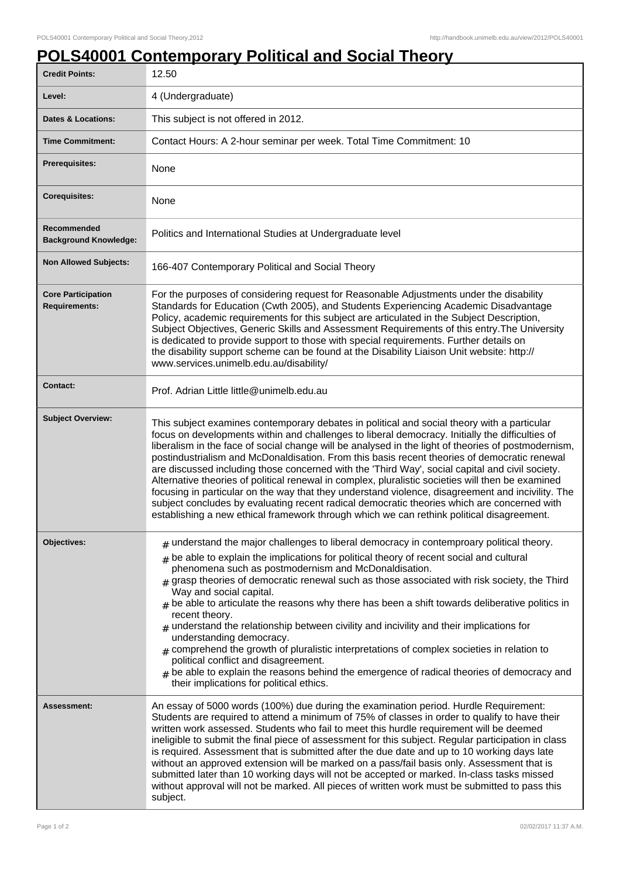# POLS40001 Contemporary Political and Social Theory

| | |
|---|---|
| **Credit Points:** | 12.50 |
| **Level:** | 4 (Undergraduate) |
| **Dates & Locations:** | This subject is not offered in 2012. |
| **Time Commitment:** | Contact Hours: A 2-hour seminar per week. Total Time Commitment: 10 |
| **Prerequisites:** | None |
| **Corequisites:** | None |
| **Recommended Background Knowledge:** | Politics and International Studies at Undergraduate level |
| **Non Allowed Subjects:** | 166-407 Contemporary Political and Social Theory |
| **Core Participation Requirements:** | For the purposes of considering request for Reasonable Adjustments under the disability Standards for Education (Cwth 2005), and Students Experiencing Academic Disadvantage Policy, academic requirements for this subject are articulated in the Subject Description, Subject Objectives, Generic Skills and Assessment Requirements of this entry.The University is dedicated to provide support to those with special requirements. Further details on the disability support scheme can be found at the Disability Liaison Unit website: http://www.services.unimelb.edu.au/disability/ |
| **Contact:** | Prof. Adrian Little little@unimelb.edu.au |
| **Subject Overview:** | This subject examines contemporary debates in political and social theory with a particular focus on developments within and challenges to liberal democracy. Initially the difficulties of liberalism in the face of social change will be analysed in the light of theories of postmodernism, postindustrialism and McDonaldisation. From this basis recent theories of democratic renewal are discussed including those concerned with the 'Third Way', social capital and civil society. Alternative theories of political renewal in complex, pluralistic societies will then be examined focusing in particular on the way that they understand violence, disagreement and incivility. The subject concludes by evaluating recent radical democratic theories which are concerned with establishing a new ethical framework through which we can rethink political disagreement. |
| **Objectives:** | # understand the major challenges to liberal democracy in contemproary political theory.<br># be able to explain the implications for political theory of recent social and cultural phenomena such as postmodernism and McDonaldisation.<br># grasp theories of democratic renewal such as those associated with risk society, the Third Way and social capital.<br># be able to articulate the reasons why there has been a shift towards deliberative politics in recent theory.<br># understand the relationship between civility and incivility and their implications for understanding democracy.<br># comprehend the growth of pluralistic interpretations of complex societies in relation to political conflict and disagreement.<br># be able to explain the reasons behind the emergence of radical theories of democracy and their implications for political ethics. |
| **Assessment:** | An essay of 5000 words (100%) due during the examination period. Hurdle Requirement: Students are required to attend a minimum of 75% of classes in order to qualify to have their written work assessed. Students who fail to meet this hurdle requirement will be deemed ineligible to submit the final piece of assessment for this subject. Regular participation in class is required. Assessment that is submitted after the due date and up to 10 working days late without an approved extension will be marked on a pass/fail basis only. Assessment that is submitted later than 10 working days will not be accepted or marked. In-class tasks missed without approval will not be marked. All pieces of written work must be submitted to pass this subject. |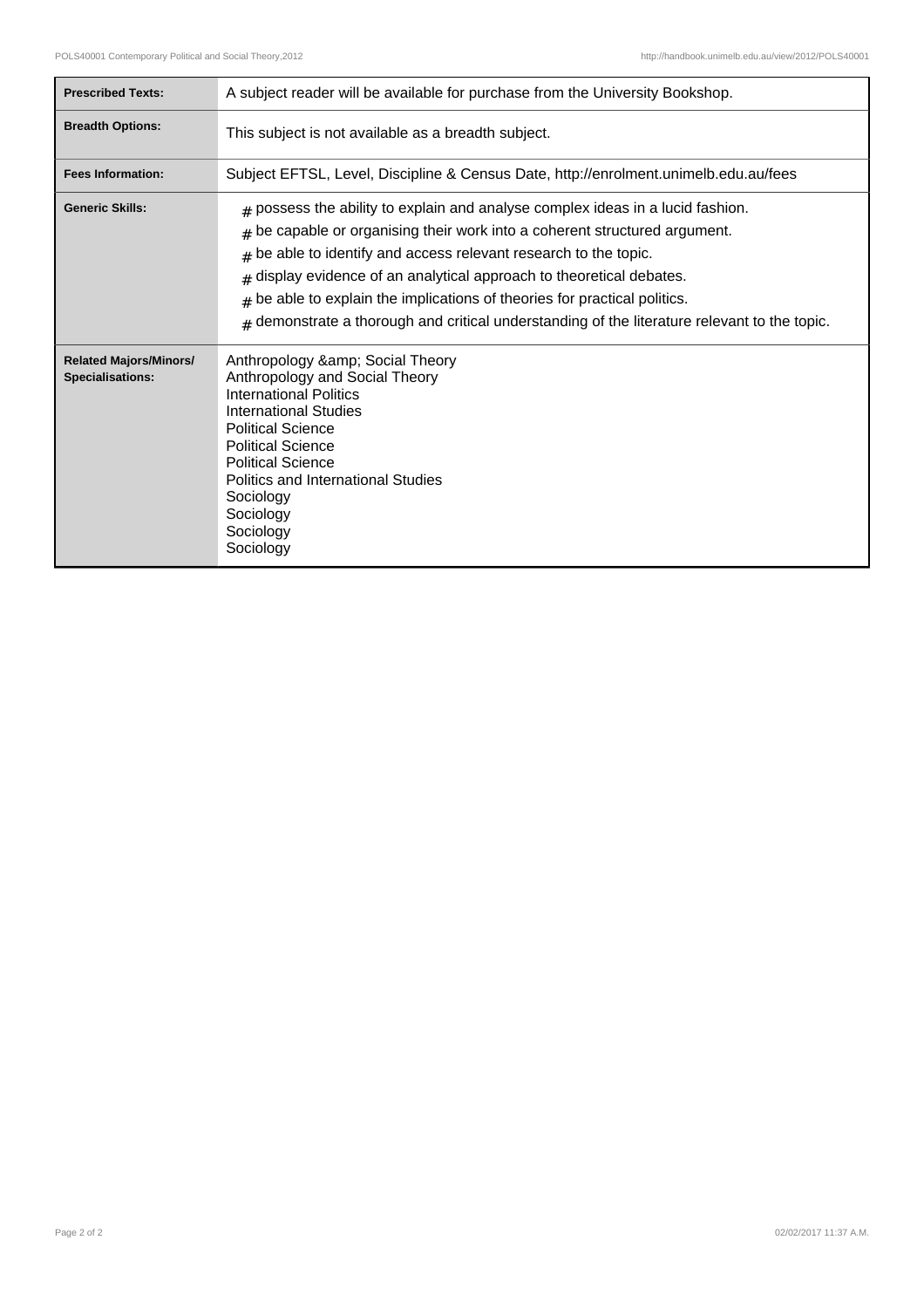| | |
|---|---|
| **Prescribed Texts:** | A subject reader will be available for purchase from the University Bookshop. |
| **Breadth Options:** | This subject is not available as a breadth subject. |
| **Fees Information:** | Subject EFTSL, Level, Discipline & Census Date, http://enrolment.unimelb.edu.au/fees |
| **Generic Skills:** | # possess the ability to explain and analyse complex ideas in a lucid fashion.<br># be capable or organising their work into a coherent structured argument.<br># be able to identify and access relevant research to the topic.<br># display evidence of an analytical approach to theoretical debates.<br># be able to explain the implications of theories for practical politics.<br># demonstrate a thorough and critical understanding of the literature relevant to the topic. |
| **Related Majors/Minors/ Specialisations:** | Anthropology &amp; Social Theory<br>Anthropology and Social Theory<br>International Politics<br>International Studies<br>Political Science<br>Political Science<br>Political Science<br>Politics and International Studies<br>Sociology<br>Sociology<br>Sociology<br>Sociology |